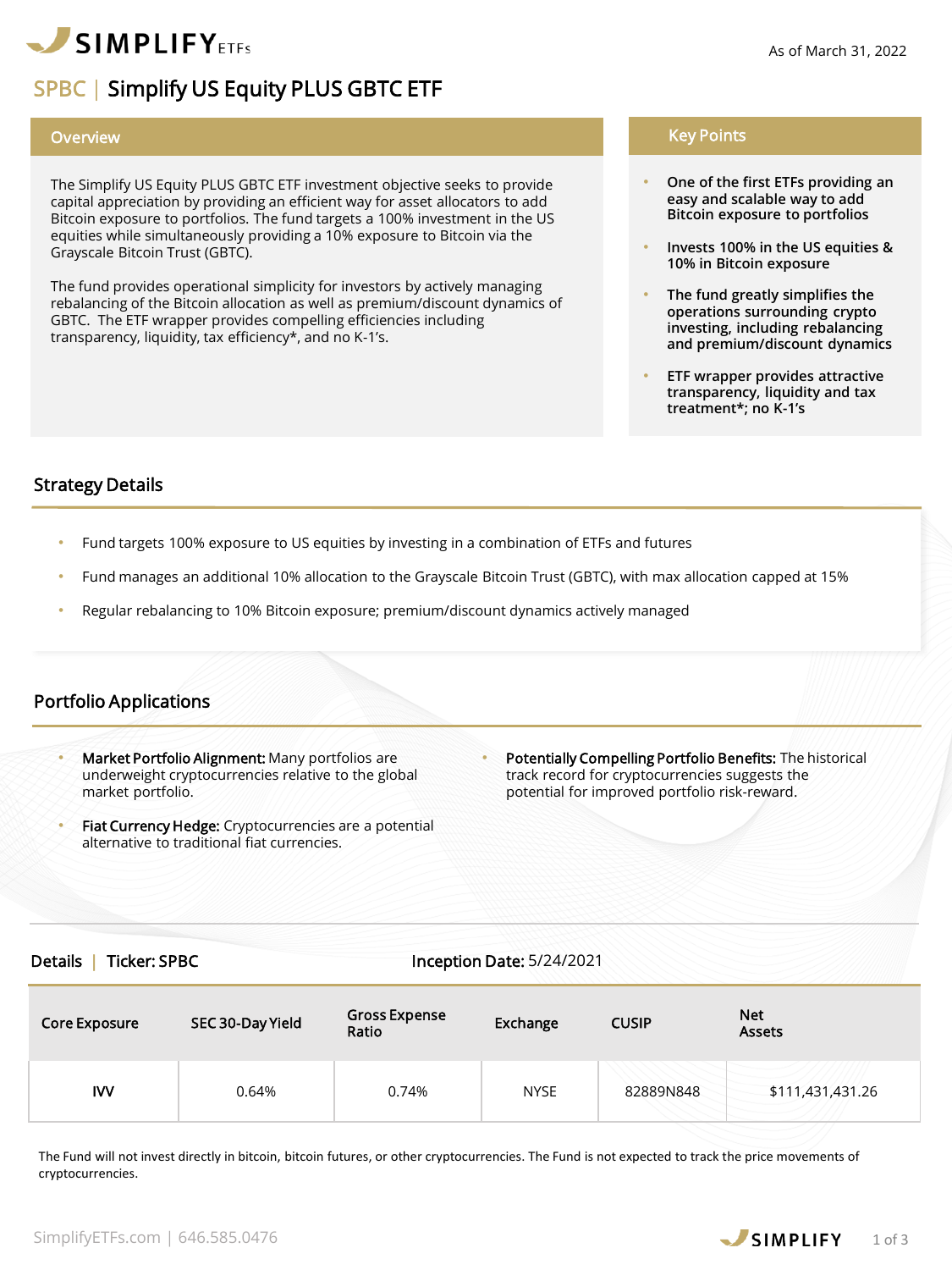SIMPLIFY ETFs

As of March 31, 2022

# SPBC | Simplify US Equity PLUS GBTC ETF

## Overview

The Simplify US Equity PLUS GBTC ETF investment objective seeks to provide capital appreciation by providing an efficient way for asset allocators to add Bitcoin exposure to portfolios. The fund targets a 100% investment in the US equities while simultaneously providing a 10% exposure to Bitcoin via the Grayscale Bitcoin Trust (GBTC).

The fund provides operational simplicity for investors by actively managing rebalancing of the Bitcoin allocation as well as premium/discount dynamics of GBTC. The ETF wrapper provides compelling efficiencies including transparency, liquidity, tax efficiency*, and no K-1's.

## Key Points

- **One of the first ETFs providing an easy and scalable way to add Bitcoin exposure to portfolios**
- **Invests 100% in the US equities & 10% in Bitcoin exposure**
- **The fund greatly simplifies the operations surrounding crypto investing, including rebalancing and premium/discount dynamics**
- **ETF wrapper provides attractive transparency, liquidity and tax treatment*; no K-1's**

## Strategy Details

- Fund targets 100% exposure to US equities by investing in a combination of ETFs and futures
- Fund manages an additional 10% allocation to the Grayscale Bitcoin Trust (GBTC), with max allocation capped at 15%
- Regular rebalancing to 10% Bitcoin exposure; premium/discount dynamics actively managed

## Portfolio Applications

- **Market Portfolio Alignment:** Many portfolios are underweight cryptocurrencies relative to the global market portfolio.
- **Fiat Currency Hedge:** Cryptocurrencies are a potential alternative to traditional fiat currencies.
- **Potentially Compelling Portfolio Benefits:** The historical track record for cryptocurrencies suggests the potential for improved portfolio risk-reward.

## Details | Ticker: SPBC

**Inception Date:** 5/24/2021

| Core Exposure | SEC 30-Day Yield | Gross Expense Ratio | Exchange | CUSIP | Net Assets |
|---|---|---|---|---|---|
| IVV | 0.64% | 0.74% | NYSE | 82889N848 | $111,431,431.26 |

The Fund will not invest directly in bitcoin, bitcoin futures, or other cryptocurrencies. The Fund is not expected to track the price movements of cryptocurrencies.

SimplifyETFs.com | 646.585.0476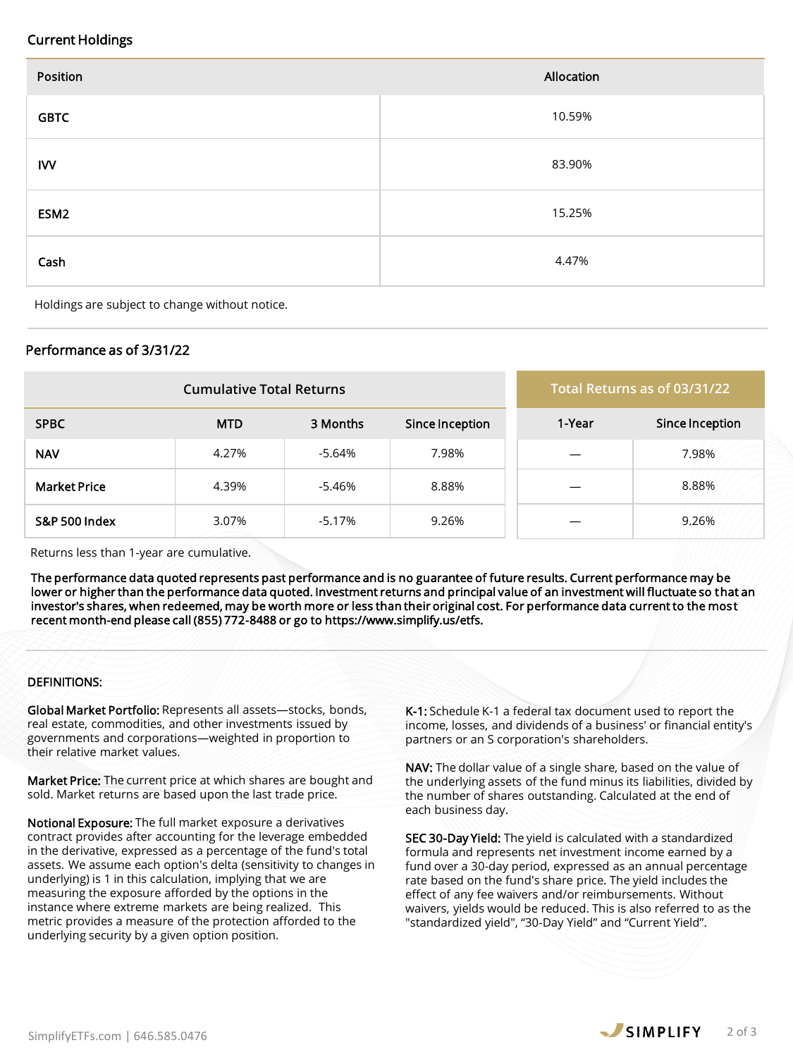## Current Holdings

| Position | Allocation |
|---|---|
| GBTC | 10.59% |
| IVV | 83.90% |
| ESM2 | 15.25% |
| Cash | 4.47% |

Holdings are subject to change without notice.

## Performance as of 3/31/22

| | Cumulative Total Returns | | | Total Returns as of 03/31/22 | |
|---|---|---|---|---|---|
| SPBC | MTD | 3 Months | Since Inception | 1-Year | Since Inception |
| NAV | 4.27% | -5.64% | 7.98% | — | 7.98% |
| Market Price | 4.39% | -5.46% | 8.88% | — | 8.88% |
| S&P 500 Index | 3.07% | -5.17% | 9.26% | — | 9.26% |

Returns less than 1-year are cumulative.

**The performance data quoted represents past performance and is no guarantee of future results. Current performance may be lower or higher than the performance data quoted. Investment returns and principal value of an investment will fluctuate so that an investor's shares, when redeemed, may be worth more or less than their original cost. For performance data current to the most recent month-end please call (855) 772-8488 or go to https://www.simplify.us/etfs.**

## DEFINITIONS:

**Global Market Portfolio:** Represents all assets—stocks, bonds, real estate, commodities, and other investments issued by governments and corporations—weighted in proportion to their relative market values.

**Market Price:** The current price at which shares are bought and sold. Market returns are based upon the last trade price.

**Notional Exposure:** The full market exposure a derivatives contract provides after accounting for the leverage embedded in the derivative, expressed as a percentage of the fund's total assets. We assume each option's delta (sensitivity to changes in underlying) is 1 in this calculation, implying that we are measuring the exposure afforded by the options in the instance where extreme markets are being realized. This metric provides a measure of the protection afforded to the underlying security by a given option position.

**K-1:** Schedule K-1 a federal tax document used to report the income, losses, and dividends of a business' or financial entity's partners or an S corporation's shareholders.

**NAV:** The dollar value of a single share, based on the value of the underlying assets of the fund minus its liabilities, divided by the number of shares outstanding. Calculated at the end of each business day.

**SEC 30-Day Yield:** The yield is calculated with a standardized formula and represents net investment income earned by a fund over a 30-day period, expressed as an annual percentage rate based on the fund's share price. The yield includes the effect of any fee waivers and/or reimbursements. Without waivers, yields would be reduced. This is also referred to as the "standardized yield", "30-Day Yield" and "Current Yield".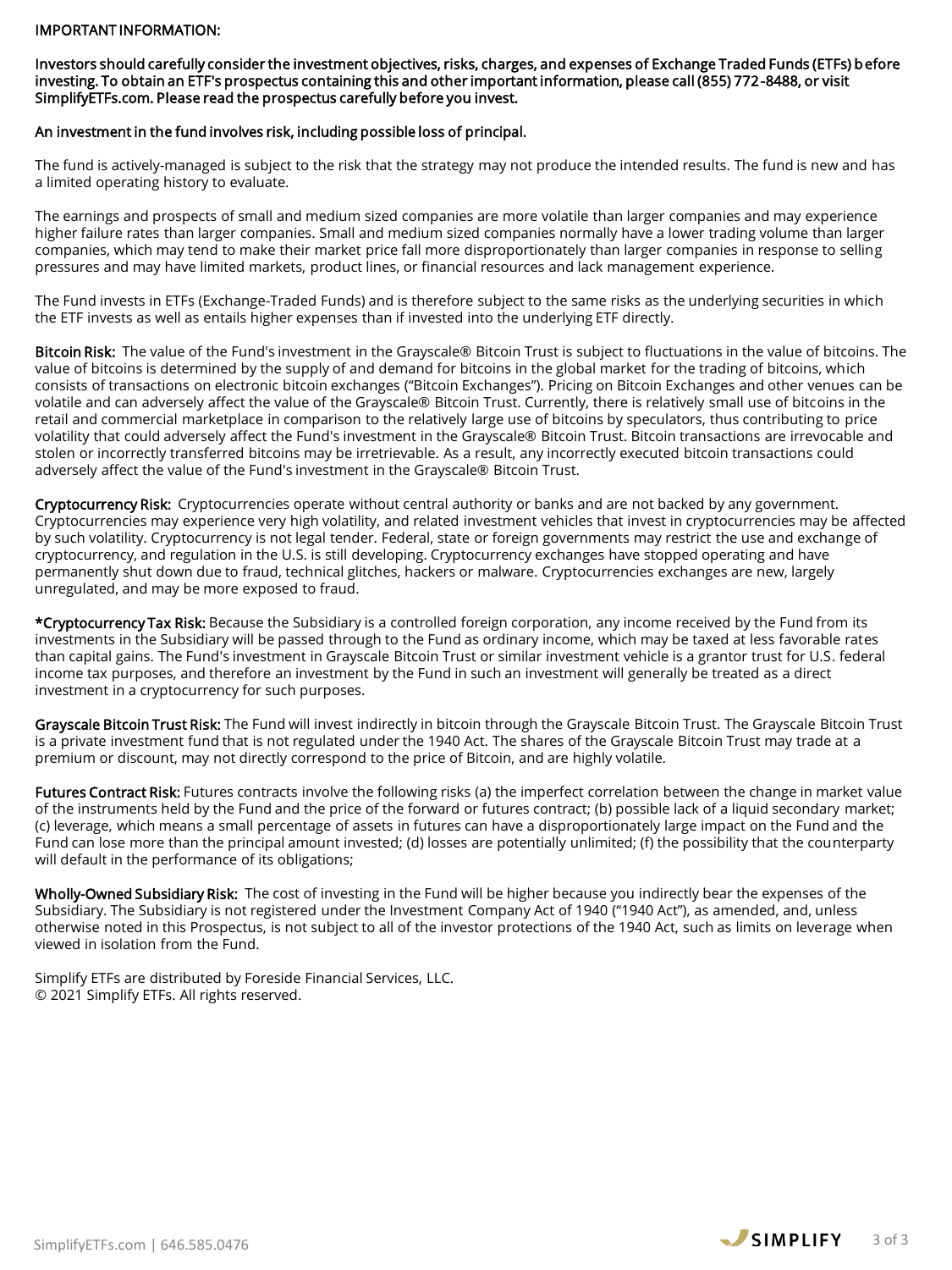**IMPORTANT INFORMATION:**

**Investors should carefully consider the investment objectives, risks, charges, and expenses of Exchange Traded Funds (ETFs) before investing. To obtain an ETF's prospectus containing this and other important information, please call (855) 772-8488, or visit SimplifyETFs.com. Please read the prospectus carefully before you invest.**

**An investment in the fund involves risk, including possible loss of principal.**

The fund is actively-managed is subject to the risk that the strategy may not produce the intended results. The fund is new and has a limited operating history to evaluate.

The earnings and prospects of small and medium sized companies are more volatile than larger companies and may experience higher failure rates than larger companies. Small and medium sized companies normally have a lower trading volume than larger companies, which may tend to make their market price fall more disproportionately than larger companies in response to selling pressures and may have limited markets, product lines, or financial resources and lack management experience.

The Fund invests in ETFs (Exchange-Traded Funds) and is therefore subject to the same risks as the underlying securities in which the ETF invests as well as entails higher expenses than if invested into the underlying ETF directly.

**Bitcoin Risk:** The value of the Fund's investment in the Grayscale® Bitcoin Trust is subject to fluctuations in the value of bitcoins. The value of bitcoins is determined by the supply of and demand for bitcoins in the global market for the trading of bitcoins, which consists of transactions on electronic bitcoin exchanges ("Bitcoin Exchanges"). Pricing on Bitcoin Exchanges and other venues can be volatile and can adversely affect the value of the Grayscale® Bitcoin Trust. Currently, there is relatively small use of bitcoins in the retail and commercial marketplace in comparison to the relatively large use of bitcoins by speculators, thus contributing to price volatility that could adversely affect the Fund's investment in the Grayscale® Bitcoin Trust. Bitcoin transactions are irrevocable and stolen or incorrectly transferred bitcoins may be irretrievable. As a result, any incorrectly executed bitcoin transactions could adversely affect the value of the Fund's investment in the Grayscale® Bitcoin Trust.

**Cryptocurrency Risk:** Cryptocurrencies operate without central authority or banks and are not backed by any government. Cryptocurrencies may experience very high volatility, and related investment vehicles that invest in cryptocurrencies may be affected by such volatility. Cryptocurrency is not legal tender. Federal, state or foreign governments may restrict the use and exchange of cryptocurrency, and regulation in the U.S. is still developing. Cryptocurrency exchanges have stopped operating and have permanently shut down due to fraud, technical glitches, hackers or malware. Cryptocurrencies exchanges are new, largely unregulated, and may be more exposed to fraud.

**\*Cryptocurrency Tax Risk:** Because the Subsidiary is a controlled foreign corporation, any income received by the Fund from its investments in the Subsidiary will be passed through to the Fund as ordinary income, which may be taxed at less favorable rates than capital gains. The Fund's investment in Grayscale Bitcoin Trust or similar investment vehicle is a grantor trust for U.S. federal income tax purposes, and therefore an investment by the Fund in such an investment will generally be treated as a direct investment in a cryptocurrency for such purposes.

**Grayscale Bitcoin Trust Risk:** The Fund will invest indirectly in bitcoin through the Grayscale Bitcoin Trust. The Grayscale Bitcoin Trust is a private investment fund that is not regulated under the 1940 Act. The shares of the Grayscale Bitcoin Trust may trade at a premium or discount, may not directly correspond to the price of Bitcoin, and are highly volatile.

**Futures Contract Risk:** Futures contracts involve the following risks (a) the imperfect correlation between the change in market value of the instruments held by the Fund and the price of the forward or futures contract; (b) possible lack of a liquid secondary market; (c) leverage, which means a small percentage of assets in futures can have a disproportionately large impact on the Fund and the Fund can lose more than the principal amount invested; (d) losses are potentially unlimited; (f) the possibility that the counterparty will default in the performance of its obligations;

**Wholly-Owned Subsidiary Risk:** The cost of investing in the Fund will be higher because you indirectly bear the expenses of the Subsidiary. The Subsidiary is not registered under the Investment Company Act of 1940 ("1940 Act"), as amended, and, unless otherwise noted in this Prospectus, is not subject to all of the investor protections of the 1940 Act, such as limits on leverage when viewed in isolation from the Fund.

Simplify ETFs are distributed by Foreside Financial Services, LLC.
© 2021 Simplify ETFs. All rights reserved.